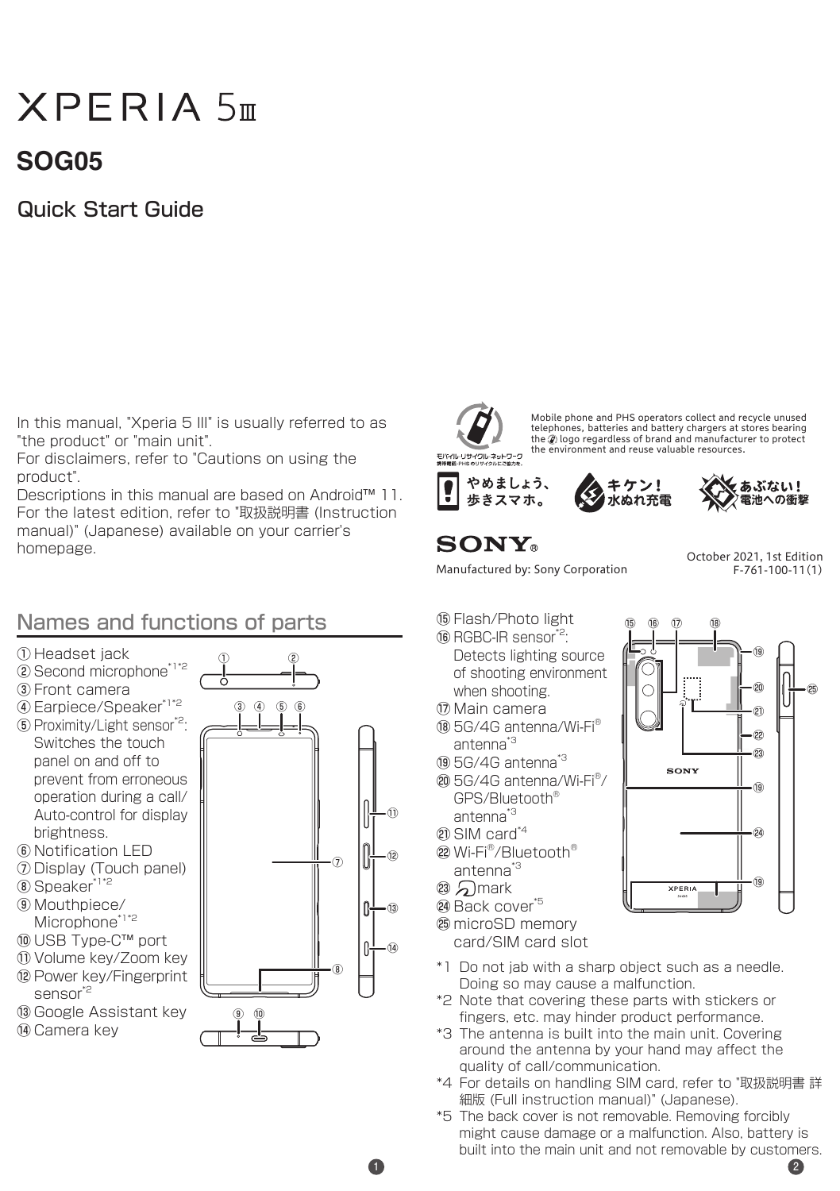# XPERIA 5 III

## SOG05

## Quick Start Guide

In this manual, "Xperia 5 III" is usually referred to as "the product" or "main unit".
For disclaimers, refer to "Cautions on using the product".
Descriptions in this manual are based on Android™ 11. For the latest edition, refer to "取扱説明書 (Instruction manual)" (Japanese) available on your carrier's homepage.

モバイル・リサイクル・ネットワーク
携帯電話・PHSのリサイクルにご協力を。

Mobile phone and PHS operators collect and recycle unused telephones, batteries and battery chargers at stores bearing the logo regardless of brand and manufacturer to protect the environment and reuse valuable resources.

やめましょう、歩きスマホ。

キケン！水ぬれ充電

あぶない！電池への衝撃

SONY®

Manufactured by: Sony Corporation

October 2021, 1st Edition
F-761-100-11(1)

## Names and functions of parts

① Headset jack
② Second microphone*1*2
③ Front camera
④ Earpiece/Speaker*1*2
⑤ Proximity/Light sensor*2: Switches the touch panel on and off to prevent from erroneous operation during a call/ Auto-control for display brightness.
⑥ Notification LED
⑦ Display (Touch panel)
⑧ Speaker*1*2
⑨ Mouthpiece/ Microphone*1*2
⑩ USB Type-C™ port
⑪ Volume key/Zoom key
⑫ Power key/Fingerprint sensor*2
⑬ Google Assistant key
⑭ Camera key
⑮ Flash/Photo light
⑯ RGBC-IR sensor*2: Detects lighting source of shooting environment when shooting.
⑰ Main camera
⑱ 5G/4G antenna/Wi-Fi® antenna*3
⑲ 5G/4G antenna*3
⑳ 5G/4G antenna/Wi-Fi®/ GPS/Bluetooth® antenna*3
㉑ SIM card*4
㉒ Wi-Fi®/Bluetooth® antenna*3
㉓ mark
㉔ Back cover*5
㉕ microSD memory card/SIM card slot

*1 Do not jab with a sharp object such as a needle. Doing so may cause a malfunction.
*2 Note that covering these parts with stickers or fingers, etc. may hinder product performance.
*3 The antenna is built into the main unit. Covering around the antenna by your hand may affect the quality of call/communication.
*4 For details on handling SIM card, refer to "取扱説明書 詳細版 (Full instruction manual)" (Japanese).
*5 The back cover is not removable. Removing forcibly might cause damage or a malfunction. Also, battery is built into the main unit and not removable by customers.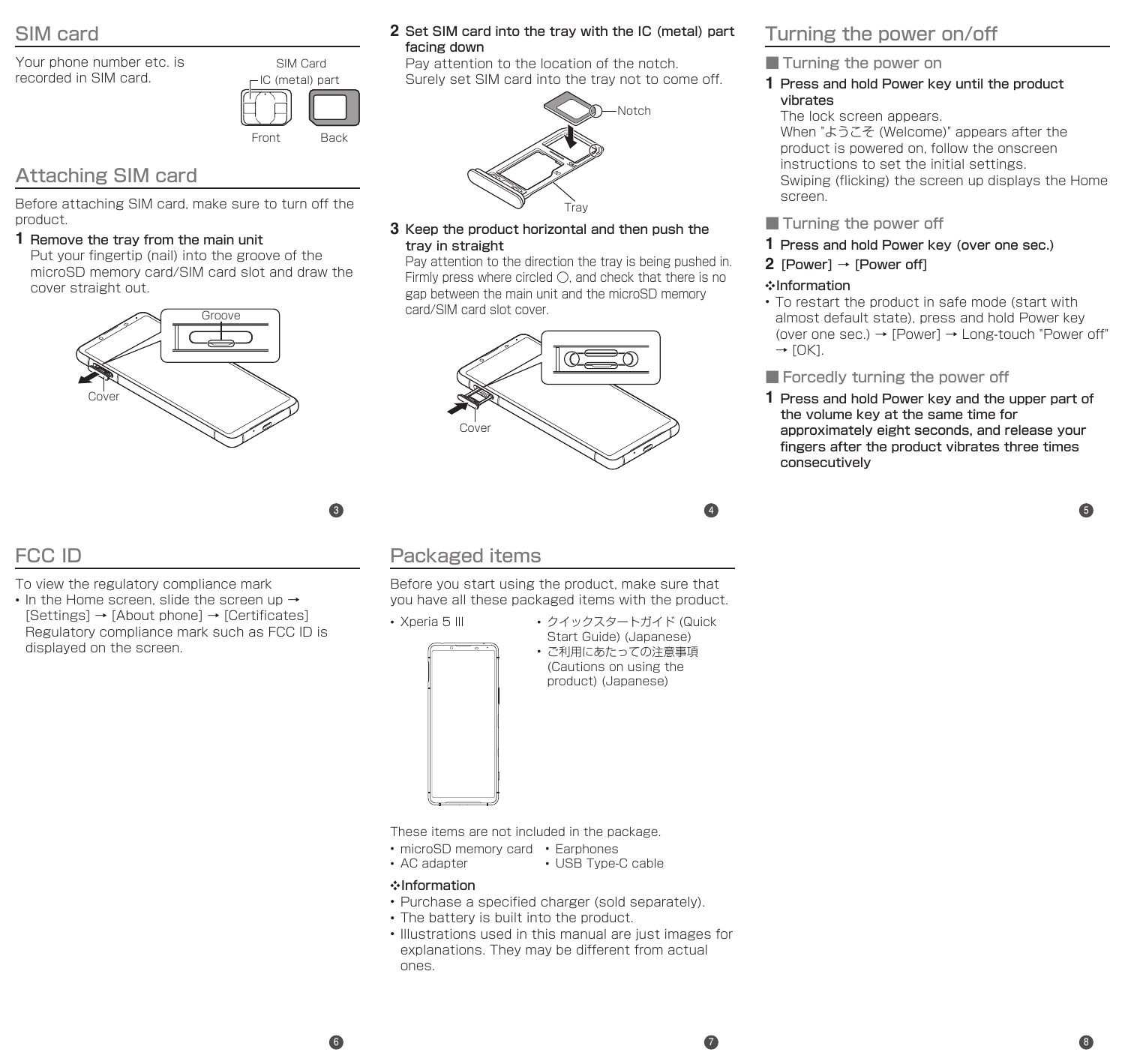## SIM card

Your phone number etc. is recorded in SIM card.

SIM Card
IC (metal) part
Front
Back

## Attaching SIM card

Before attaching SIM card, make sure to turn off the product.

**1** **Remove the tray from the main unit**
Put your fingertip (nail) into the groove of the microSD memory card/SIM card slot and draw the cover straight out.

Groove
Cover

**2** **Set SIM card into the tray with the IC (metal) part facing down**
Pay attention to the location of the notch.
Surely set SIM card into the tray not to come off.

Notch
Tray

**3** **Keep the product horizontal and then push the tray in straight**
Pay attention to the direction the tray is being pushed in. Firmly press where circled ○, and check that there is no gap between the main unit and the microSD memory card/SIM card slot cover.

Cover

## Turning the power on/off

### ■ Turning the power on

**1** **Press and hold Power key until the product vibrates**
The lock screen appears.
When "ようこそ (Welcome)" appears after the product is powered on, follow the onscreen instructions to set the initial settings.
Swiping (flicking) the screen up displays the Home screen.

### ■ Turning the power off

**1** **Press and hold Power key (over one sec.)**

**2** **[Power] → [Power off]**

✣**Information**

- To restart the product in safe mode (start with almost default state), press and hold Power key (over one sec.) → [Power] → Long-touch "Power off" → [OK].

### ■ Forcedly turning the power off

**1** **Press and hold Power key and the upper part of the volume key at the same time for approximately eight seconds, and release your fingers after the product vibrates three times consecutively**

## FCC ID

To view the regulatory compliance mark

- In the Home screen, slide the screen up → [Settings] → [About phone] → [Certificates]
Regulatory compliance mark such as FCC ID is displayed on the screen.

## Packaged items

Before you start using the product, make sure that you have all these packaged items with the product.

- Xperia 5 III
- クイックスタートガイド (Quick Start Guide) (Japanese)
- ご利用にあたっての注意事項 (Cautions on using the product) (Japanese)

These items are not included in the package.

- microSD memory card
- AC adapter
- Earphones
- USB Type-C cable

✣**Information**

- Purchase a specified charger (sold separately).
- The battery is built into the product.
- Illustrations used in this manual are just images for explanations. They may be different from actual ones.